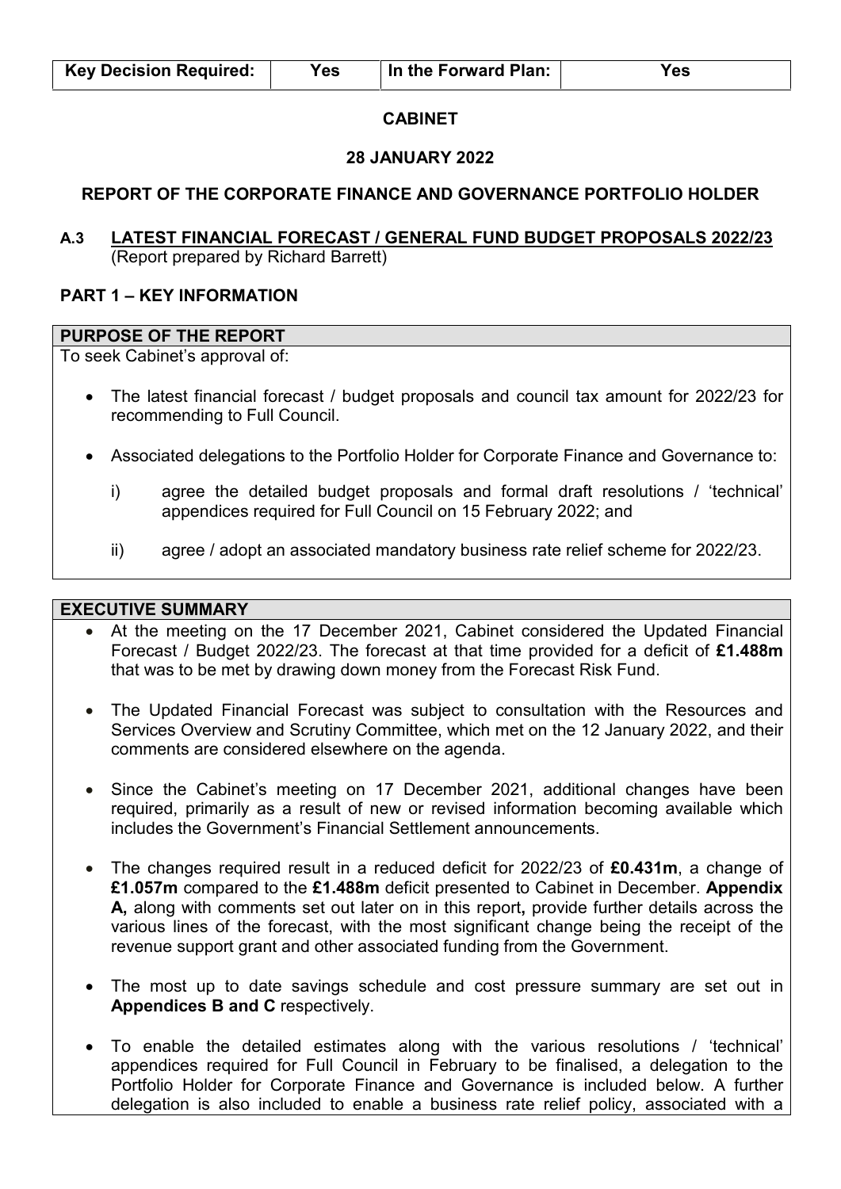| Key Decision Required: | Yes | In the Forward Plan: | Yes |
|---|---|---|---|

**CABINET**

**28 JANUARY 2022**

**REPORT OF THE CORPORATE FINANCE AND GOVERNANCE PORTFOLIO HOLDER**

**A.3 LATEST FINANCIAL FORECAST / GENERAL FUND BUDGET PROPOSALS 2022/23**
(Report prepared by Richard Barrett)

## PART 1 – KEY INFORMATION

### PURPOSE OF THE REPORT

To seek Cabinet's approval of:

- The latest financial forecast / budget proposals and council tax amount for 2022/23 for recommending to Full Council.
- Associated delegations to the Portfolio Holder for Corporate Finance and Governance to:
  - i) agree the detailed budget proposals and formal draft resolutions / 'technical' appendices required for Full Council on 15 February 2022; and
  - ii) agree / adopt an associated mandatory business rate relief scheme for 2022/23.

### EXECUTIVE SUMMARY

- At the meeting on the 17 December 2021, Cabinet considered the Updated Financial Forecast / Budget 2022/23. The forecast at that time provided for a deficit of **£1.488m** that was to be met by drawing down money from the Forecast Risk Fund.
- The Updated Financial Forecast was subject to consultation with the Resources and Services Overview and Scrutiny Committee, which met on the 12 January 2022, and their comments are considered elsewhere on the agenda.
- Since the Cabinet's meeting on 17 December 2021, additional changes have been required, primarily as a result of new or revised information becoming available which includes the Government's Financial Settlement announcements.
- The changes required result in a reduced deficit for 2022/23 of **£0.431m**, a change of **£1.057m** compared to the **£1.488m** deficit presented to Cabinet in December. **Appendix A,** along with comments set out later on in this report**,** provide further details across the various lines of the forecast, with the most significant change being the receipt of the revenue support grant and other associated funding from the Government.
- The most up to date savings schedule and cost pressure summary are set out in **Appendices B and C** respectively.
- To enable the detailed estimates along with the various resolutions / 'technical' appendices required for Full Council in February to be finalised, a delegation to the Portfolio Holder for Corporate Finance and Governance is included below. A further delegation is also included to enable a business rate relief policy, associated with a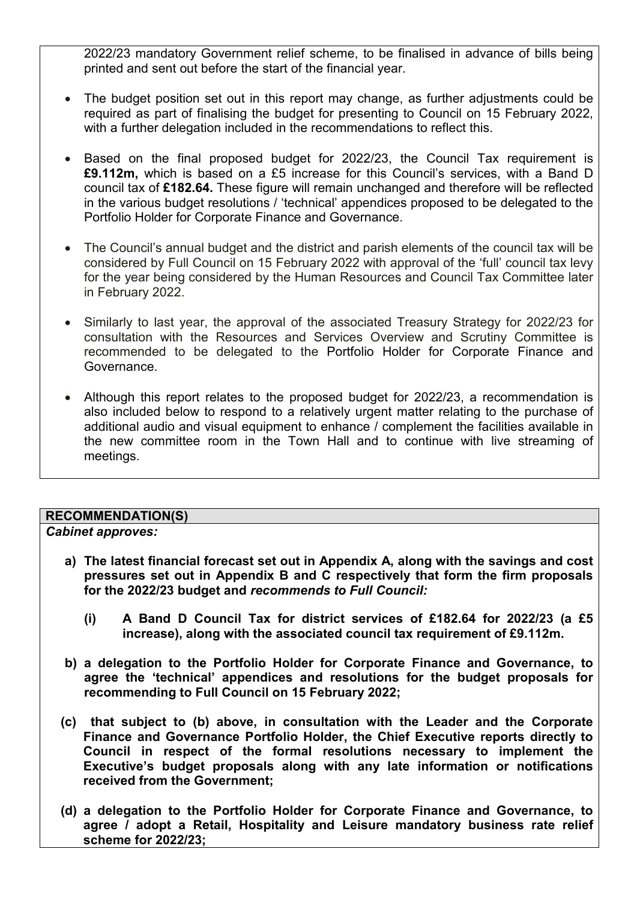2022/23 mandatory Government relief scheme, to be finalised in advance of bills being printed and sent out before the start of the financial year.

- The budget position set out in this report may change, as further adjustments could be required as part of finalising the budget for presenting to Council on 15 February 2022, with a further delegation included in the recommendations to reflect this.
- Based on the final proposed budget for 2022/23, the Council Tax requirement is **£9.112m,** which is based on a £5 increase for this Council's services, with a Band D council tax of **£182.64.** These figure will remain unchanged and therefore will be reflected in the various budget resolutions / 'technical' appendices proposed to be delegated to the Portfolio Holder for Corporate Finance and Governance.
- The Council's annual budget and the district and parish elements of the council tax will be considered by Full Council on 15 February 2022 with approval of the 'full' council tax levy for the year being considered by the Human Resources and Council Tax Committee later in February 2022.
- Similarly to last year, the approval of the associated Treasury Strategy for 2022/23 for consultation with the Resources and Services Overview and Scrutiny Committee is recommended to be delegated to the Portfolio Holder for Corporate Finance and Governance.
- Although this report relates to the proposed budget for 2022/23, a recommendation is also included below to respond to a relatively urgent matter relating to the purchase of additional audio and visual equipment to enhance / complement the facilities available in the new committee room in the Town Hall and to continue with live streaming of meetings.

## RECOMMENDATION(S)

***Cabinet approves:***

**a) The latest financial forecast set out in Appendix A, along with the savings and cost pressures set out in Appendix B and C respectively that form the firm proposals for the 2022/23 budget and *recommends to Full Council:***

**(i) A Band D Council Tax for district services of £182.64 for 2022/23 (a £5 increase), along with the associated council tax requirement of £9.112m.**

**b) a delegation to the Portfolio Holder for Corporate Finance and Governance, to agree the 'technical' appendices and resolutions for the budget proposals for recommending to Full Council on 15 February 2022;**

**(c) that subject to (b) above, in consultation with the Leader and the Corporate Finance and Governance Portfolio Holder, the Chief Executive reports directly to Council in respect of the formal resolutions necessary to implement the Executive's budget proposals along with any late information or notifications received from the Government;**

**(d) a delegation to the Portfolio Holder for Corporate Finance and Governance, to agree / adopt a Retail, Hospitality and Leisure mandatory business rate relief scheme for 2022/23;**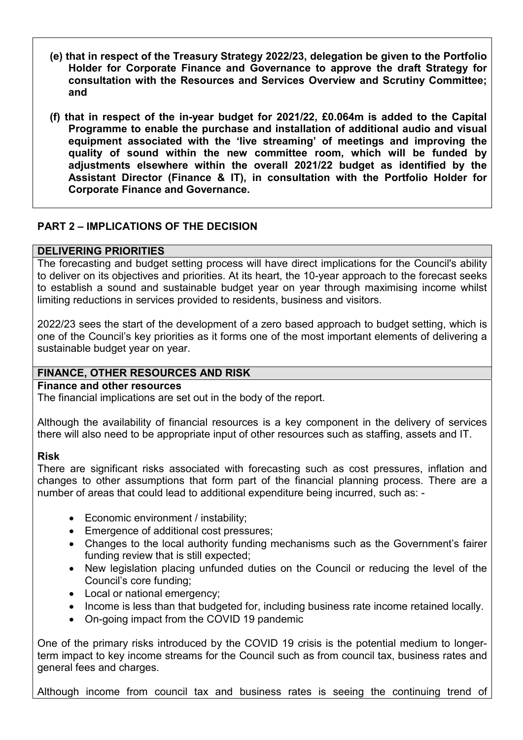**(e) that in respect of the Treasury Strategy 2022/23, delegation be given to the Portfolio Holder for Corporate Finance and Governance to approve the draft Strategy for consultation with the Resources and Services Overview and Scrutiny Committee; and**

**(f) that in respect of the in-year budget for 2021/22, £0.064m is added to the Capital Programme to enable the purchase and installation of additional audio and visual equipment associated with the 'live streaming' of meetings and improving the quality of sound within the new committee room, which will be funded by adjustments elsewhere within the overall 2021/22 budget as identified by the Assistant Director (Finance & IT), in consultation with the Portfolio Holder for Corporate Finance and Governance.**

## PART 2 – IMPLICATIONS OF THE DECISION

### DELIVERING PRIORITIES

The forecasting and budget setting process will have direct implications for the Council's ability to deliver on its objectives and priorities. At its heart, the 10-year approach to the forecast seeks to establish a sound and sustainable budget year on year through maximising income whilst limiting reductions in services provided to residents, business and visitors.

2022/23 sees the start of the development of a zero based approach to budget setting, which is one of the Council's key priorities as it forms one of the most important elements of delivering a sustainable budget year on year.

### FINANCE, OTHER RESOURCES AND RISK

**Finance and other resources**

The financial implications are set out in the body of the report.

Although the availability of financial resources is a key component in the delivery of services there will also need to be appropriate input of other resources such as staffing, assets and IT.

**Risk**

There are significant risks associated with forecasting such as cost pressures, inflation and changes to other assumptions that form part of the financial planning process. There are a number of areas that could lead to additional expenditure being incurred, such as: -

- Economic environment / instability;
- Emergence of additional cost pressures;
- Changes to the local authority funding mechanisms such as the Government's fairer funding review that is still expected;
- New legislation placing unfunded duties on the Council or reducing the level of the Council's core funding;
- Local or national emergency;
- Income is less than that budgeted for, including business rate income retained locally.
- On-going impact from the COVID 19 pandemic

One of the primary risks introduced by the COVID 19 crisis is the potential medium to longer-term impact to key income streams for the Council such as from council tax, business rates and general fees and charges.

Although income from council tax and business rates is seeing the continuing trend of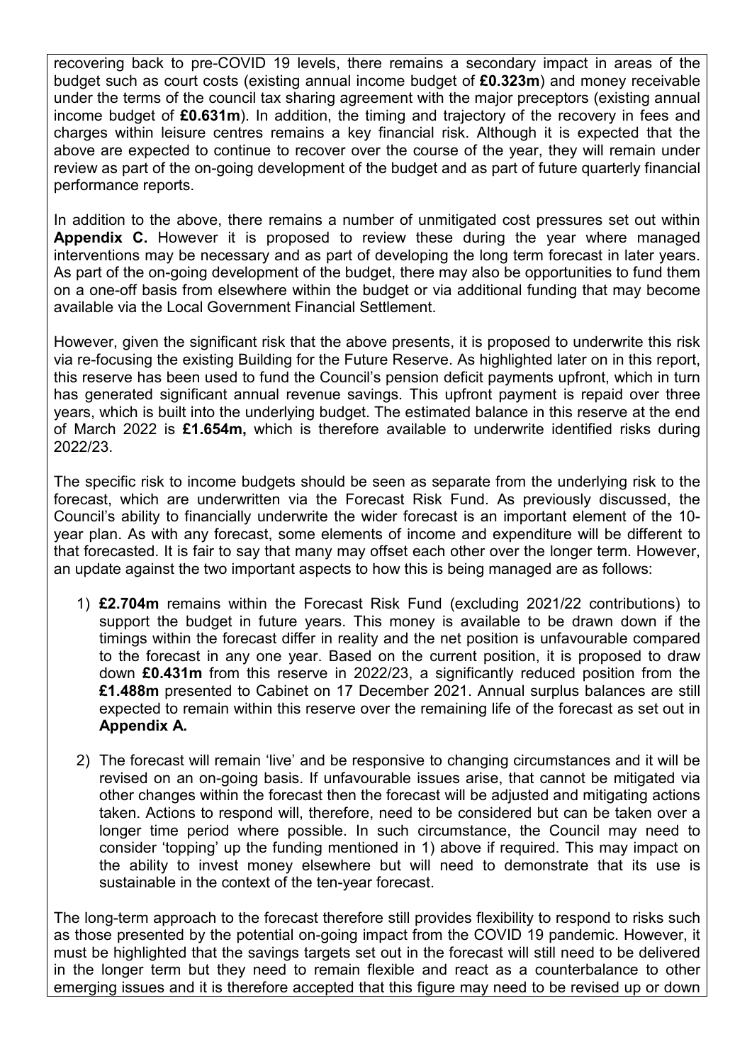recovering back to pre-COVID 19 levels, there remains a secondary impact in areas of the budget such as court costs (existing annual income budget of **£0.323m**) and money receivable under the terms of the council tax sharing agreement with the major preceptors (existing annual income budget of **£0.631m**). In addition, the timing and trajectory of the recovery in fees and charges within leisure centres remains a key financial risk. Although it is expected that the above are expected to continue to recover over the course of the year, they will remain under review as part of the on-going development of the budget and as part of future quarterly financial performance reports.

In addition to the above, there remains a number of unmitigated cost pressures set out within **Appendix C.** However it is proposed to review these during the year where managed interventions may be necessary and as part of developing the long term forecast in later years. As part of the on-going development of the budget, there may also be opportunities to fund them on a one-off basis from elsewhere within the budget or via additional funding that may become available via the Local Government Financial Settlement.

However, given the significant risk that the above presents, it is proposed to underwrite this risk via re-focusing the existing Building for the Future Reserve. As highlighted later on in this report, this reserve has been used to fund the Council's pension deficit payments upfront, which in turn has generated significant annual revenue savings. This upfront payment is repaid over three years, which is built into the underlying budget. The estimated balance in this reserve at the end of March 2022 is **£1.654m,** which is therefore available to underwrite identified risks during 2022/23.

The specific risk to income budgets should be seen as separate from the underlying risk to the forecast, which are underwritten via the Forecast Risk Fund. As previously discussed, the Council's ability to financially underwrite the wider forecast is an important element of the 10-year plan. As with any forecast, some elements of income and expenditure will be different to that forecasted. It is fair to say that many may offset each other over the longer term. However, an update against the two important aspects to how this is being managed are as follows:

1) **£2.704m** remains within the Forecast Risk Fund (excluding 2021/22 contributions) to support the budget in future years. This money is available to be drawn down if the timings within the forecast differ in reality and the net position is unfavourable compared to the forecast in any one year. Based on the current position, it is proposed to draw down **£0.431m** from this reserve in 2022/23, a significantly reduced position from the **£1.488m** presented to Cabinet on 17 December 2021. Annual surplus balances are still expected to remain within this reserve over the remaining life of the forecast as set out in **Appendix A.**

2) The forecast will remain 'live' and be responsive to changing circumstances and it will be revised on an on-going basis. If unfavourable issues arise, that cannot be mitigated via other changes within the forecast then the forecast will be adjusted and mitigating actions taken. Actions to respond will, therefore, need to be considered but can be taken over a longer time period where possible. In such circumstance, the Council may need to consider 'topping' up the funding mentioned in 1) above if required. This may impact on the ability to invest money elsewhere but will need to demonstrate that its use is sustainable in the context of the ten-year forecast.

The long-term approach to the forecast therefore still provides flexibility to respond to risks such as those presented by the potential on-going impact from the COVID 19 pandemic. However, it must be highlighted that the savings targets set out in the forecast will still need to be delivered in the longer term but they need to remain flexible and react as a counterbalance to other emerging issues and it is therefore accepted that this figure may need to be revised up or down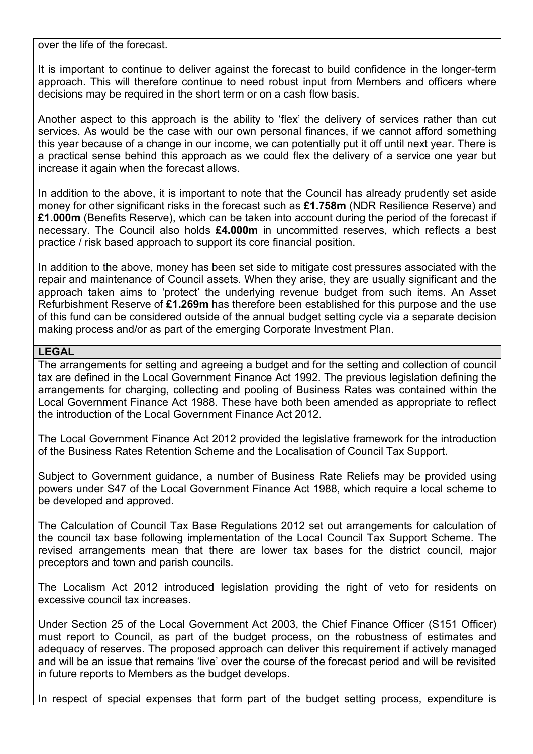over the life of the forecast.

It is important to continue to deliver against the forecast to build confidence in the longer-term approach. This will therefore continue to need robust input from Members and officers where decisions may be required in the short term or on a cash flow basis.

Another aspect to this approach is the ability to 'flex' the delivery of services rather than cut services. As would be the case with our own personal finances, if we cannot afford something this year because of a change in our income, we can potentially put it off until next year. There is a practical sense behind this approach as we could flex the delivery of a service one year but increase it again when the forecast allows.

In addition to the above, it is important to note that the Council has already prudently set aside money for other significant risks in the forecast such as **£1.758m** (NDR Resilience Reserve) and **£1.000m** (Benefits Reserve), which can be taken into account during the period of the forecast if necessary. The Council also holds **£4.000m** in uncommitted reserves, which reflects a best practice / risk based approach to support its core financial position.

In addition to the above, money has been set side to mitigate cost pressures associated with the repair and maintenance of Council assets. When they arise, they are usually significant and the approach taken aims to 'protect' the underlying revenue budget from such items. An Asset Refurbishment Reserve of **£1.269m** has therefore been established for this purpose and the use of this fund can be considered outside of the annual budget setting cycle via a separate decision making process and/or as part of the emerging Corporate Investment Plan.

**LEGAL**

The arrangements for setting and agreeing a budget and for the setting and collection of council tax are defined in the Local Government Finance Act 1992. The previous legislation defining the arrangements for charging, collecting and pooling of Business Rates was contained within the Local Government Finance Act 1988. These have both been amended as appropriate to reflect the introduction of the Local Government Finance Act 2012.

The Local Government Finance Act 2012 provided the legislative framework for the introduction of the Business Rates Retention Scheme and the Localisation of Council Tax Support.

Subject to Government guidance, a number of Business Rate Reliefs may be provided using powers under S47 of the Local Government Finance Act 1988, which require a local scheme to be developed and approved.

The Calculation of Council Tax Base Regulations 2012 set out arrangements for calculation of the council tax base following implementation of the Local Council Tax Support Scheme. The revised arrangements mean that there are lower tax bases for the district council, major preceptors and town and parish councils.

The Localism Act 2012 introduced legislation providing the right of veto for residents on excessive council tax increases.

Under Section 25 of the Local Government Act 2003, the Chief Finance Officer (S151 Officer) must report to Council, as part of the budget process, on the robustness of estimates and adequacy of reserves. The proposed approach can deliver this requirement if actively managed and will be an issue that remains 'live' over the course of the forecast period and will be revisited in future reports to Members as the budget develops.

In respect of special expenses that form part of the budget setting process, expenditure is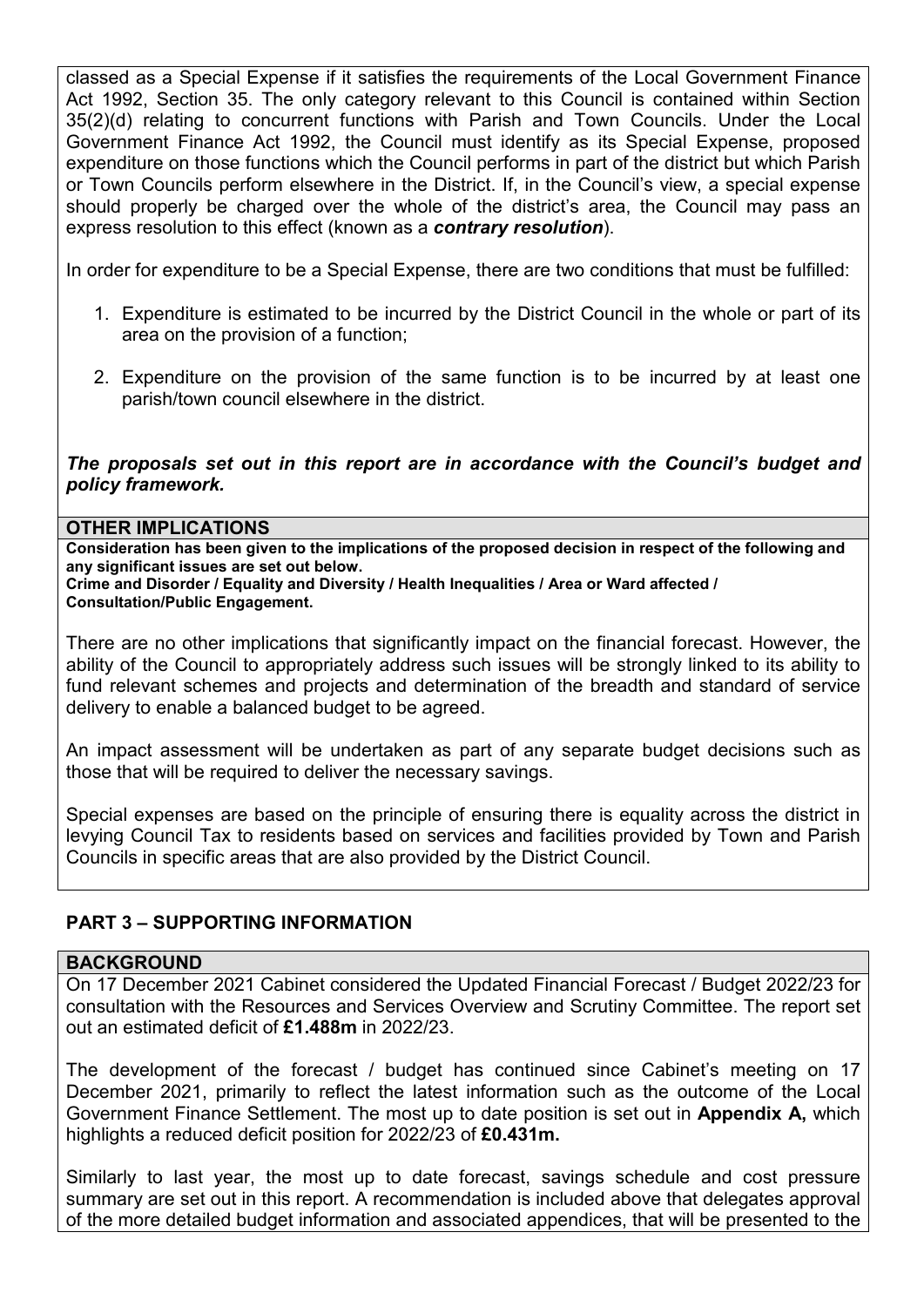classed as a Special Expense if it satisfies the requirements of the Local Government Finance Act 1992, Section 35. The only category relevant to this Council is contained within Section 35(2)(d) relating to concurrent functions with Parish and Town Councils. Under the Local Government Finance Act 1992, the Council must identify as its Special Expense, proposed expenditure on those functions which the Council performs in part of the district but which Parish or Town Councils perform elsewhere in the District. If, in the Council's view, a special expense should properly be charged over the whole of the district's area, the Council may pass an express resolution to this effect (known as a ***contrary resolution***).

In order for expenditure to be a Special Expense, there are two conditions that must be fulfilled:

1. Expenditure is estimated to be incurred by the District Council in the whole or part of its area on the provision of a function;

2. Expenditure on the provision of the same function is to be incurred by at least one parish/town council elsewhere in the district.

***The proposals set out in this report are in accordance with the Council's budget and policy framework.***

**OTHER IMPLICATIONS**

**Consideration has been given to the implications of the proposed decision in respect of the following and any significant issues are set out below.**
**Crime and Disorder / Equality and Diversity / Health Inequalities / Area or Ward affected / Consultation/Public Engagement.**

There are no other implications that significantly impact on the financial forecast. However, the ability of the Council to appropriately address such issues will be strongly linked to its ability to fund relevant schemes and projects and determination of the breadth and standard of service delivery to enable a balanced budget to be agreed.

An impact assessment will be undertaken as part of any separate budget decisions such as those that will be required to deliver the necessary savings.

Special expenses are based on the principle of ensuring there is equality across the district in levying Council Tax to residents based on services and facilities provided by Town and Parish Councils in specific areas that are also provided by the District Council.

## PART 3 – SUPPORTING INFORMATION

**BACKGROUND**

On 17 December 2021 Cabinet considered the Updated Financial Forecast / Budget 2022/23 for consultation with the Resources and Services Overview and Scrutiny Committee. The report set out an estimated deficit of **£1.488m** in 2022/23.

The development of the forecast / budget has continued since Cabinet's meeting on 17 December 2021, primarily to reflect the latest information such as the outcome of the Local Government Finance Settlement. The most up to date position is set out in **Appendix A,** which highlights a reduced deficit position for 2022/23 of **£0.431m.**

Similarly to last year, the most up to date forecast, savings schedule and cost pressure summary are set out in this report. A recommendation is included above that delegates approval of the more detailed budget information and associated appendices, that will be presented to the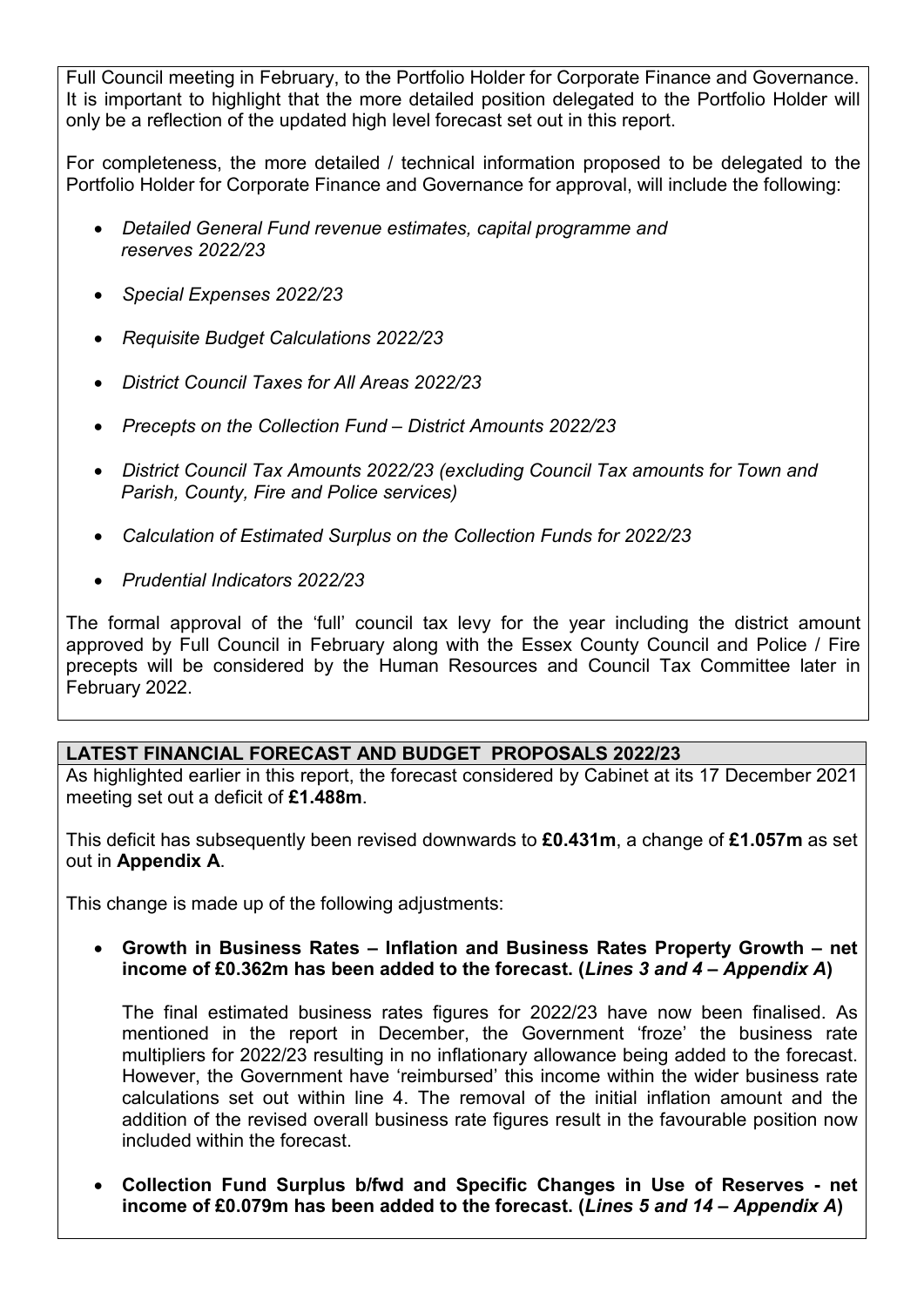Full Council meeting in February, to the Portfolio Holder for Corporate Finance and Governance. It is important to highlight that the more detailed position delegated to the Portfolio Holder will only be a reflection of the updated high level forecast set out in this report.

For completeness, the more detailed / technical information proposed to be delegated to the Portfolio Holder for Corporate Finance and Governance for approval, will include the following:

- *Detailed General Fund revenue estimates, capital programme and reserves 2022/23*
- *Special Expenses 2022/23*
- *Requisite Budget Calculations 2022/23*
- *District Council Taxes for All Areas 2022/23*
- *Precepts on the Collection Fund – District Amounts 2022/23*
- *District Council Tax Amounts 2022/23 (excluding Council Tax amounts for Town and Parish, County, Fire and Police services)*
- *Calculation of Estimated Surplus on the Collection Funds for 2022/23*
- *Prudential Indicators 2022/23*

The formal approval of the 'full' council tax levy for the year including the district amount approved by Full Council in February along with the Essex County Council and Police / Fire precepts will be considered by the Human Resources and Council Tax Committee later in February 2022.

## LATEST FINANCIAL FORECAST AND BUDGET PROPOSALS 2022/23

As highlighted earlier in this report, the forecast considered by Cabinet at its 17 December 2021 meeting set out a deficit of **£1.488m**.

This deficit has subsequently been revised downwards to **£0.431m**, a change of **£1.057m** as set out in **Appendix A**.

This change is made up of the following adjustments:

- **Growth in Business Rates – Inflation and Business Rates Property Growth – net income of £0.362m has been added to the forecast. (*Lines 3 and 4 – Appendix A*)**

  The final estimated business rates figures for 2022/23 have now been finalised. As mentioned in the report in December, the Government 'froze' the business rate multipliers for 2022/23 resulting in no inflationary allowance being added to the forecast. However, the Government have 'reimbursed' this income within the wider business rate calculations set out within line 4. The removal of the initial inflation amount and the addition of the revised overall business rate figures result in the favourable position now included within the forecast.

- **Collection Fund Surplus b/fwd and Specific Changes in Use of Reserves - net income of £0.079m has been added to the forecast. (*Lines 5 and 14 – Appendix A*)**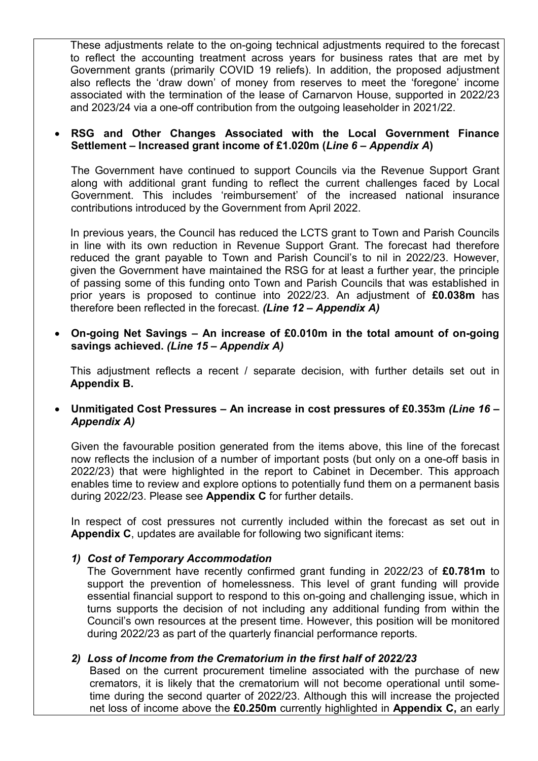These adjustments relate to the on-going technical adjustments required to the forecast to reflect the accounting treatment across years for business rates that are met by Government grants (primarily COVID 19 reliefs). In addition, the proposed adjustment also reflects the 'draw down' of money from reserves to meet the 'foregone' income associated with the termination of the lease of Carnarvon House, supported in 2022/23 and 2023/24 via a one-off contribution from the outgoing leaseholder in 2021/22.

- **RSG and Other Changes Associated with the Local Government Finance Settlement – Increased grant income of £1.020m (*Line 6 – Appendix A*)**

  The Government have continued to support Councils via the Revenue Support Grant along with additional grant funding to reflect the current challenges faced by Local Government. This includes 'reimbursement' of the increased national insurance contributions introduced by the Government from April 2022.

  In previous years, the Council has reduced the LCTS grant to Town and Parish Councils in line with its own reduction in Revenue Support Grant. The forecast had therefore reduced the grant payable to Town and Parish Council's to nil in 2022/23. However, given the Government have maintained the RSG for at least a further year, the principle of passing some of this funding onto Town and Parish Councils that was established in prior years is proposed to continue into 2022/23. An adjustment of **£0.038m** has therefore been reflected in the forecast. ***(Line 12 – Appendix A)***

- **On-going Net Savings – An increase of £0.010m in the total amount of on-going savings achieved. *(Line 15 – Appendix A)***

  This adjustment reflects a recent / separate decision, with further details set out in **Appendix B.**

- **Unmitigated Cost Pressures – An increase in cost pressures of £0.353m *(Line 16 – Appendix A)***

  Given the favourable position generated from the items above, this line of the forecast now reflects the inclusion of a number of important posts (but only on a one-off basis in 2022/23) that were highlighted in the report to Cabinet in December. This approach enables time to review and explore options to potentially fund them on a permanent basis during 2022/23. Please see **Appendix C** for further details.

  In respect of cost pressures not currently included within the forecast as set out in **Appendix C**, updates are available for following two significant items:

  1) ***Cost of Temporary Accommodation***
     The Government have recently confirmed grant funding in 2022/23 of **£0.781m** to support the prevention of homelessness. This level of grant funding will provide essential financial support to respond to this on-going and challenging issue, which in turns supports the decision of not including any additional funding from within the Council's own resources at the present time. However, this position will be monitored during 2022/23 as part of the quarterly financial performance reports.

  2) ***Loss of Income from the Crematorium in the first half of 2022/23***
     Based on the current procurement timeline associated with the purchase of new cremators, it is likely that the crematorium will not become operational until some-time during the second quarter of 2022/23. Although this will increase the projected net loss of income above the **£0.250m** currently highlighted in **Appendix C,** an early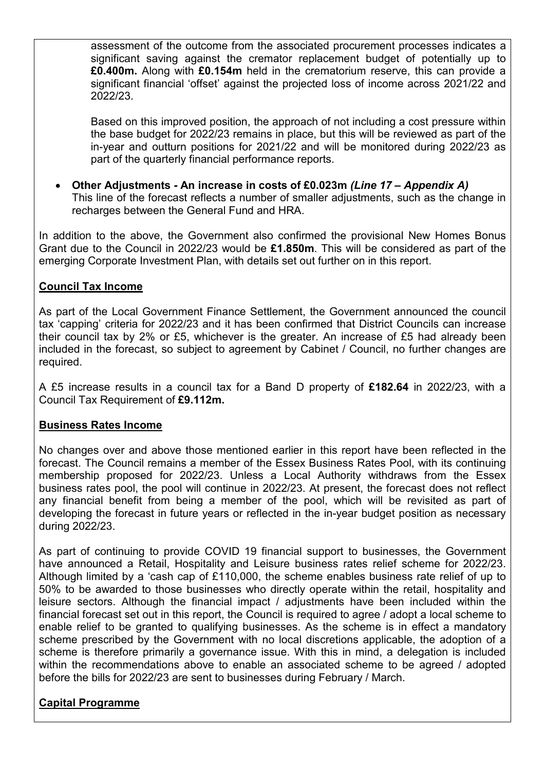assessment of the outcome from the associated procurement processes indicates a significant saving against the cremator replacement budget of potentially up to **£0.400m.** Along with **£0.154m** held in the crematorium reserve, this can provide a significant financial 'offset' against the projected loss of income across 2021/22 and 2022/23.

Based on this improved position, the approach of not including a cost pressure within the base budget for 2022/23 remains in place, but this will be reviewed as part of the in-year and outturn positions for 2021/22 and will be monitored during 2022/23 as part of the quarterly financial performance reports.

- **Other Adjustments - An increase in costs of £0.023m** ***(Line 17 – Appendix A)***
  This line of the forecast reflects a number of smaller adjustments, such as the change in recharges between the General Fund and HRA.

In addition to the above, the Government also confirmed the provisional New Homes Bonus Grant due to the Council in 2022/23 would be **£1.850m**. This will be considered as part of the emerging Corporate Investment Plan, with details set out further on in this report.

**Council Tax Income**

As part of the Local Government Finance Settlement, the Government announced the council tax 'capping' criteria for 2022/23 and it has been confirmed that District Councils can increase their council tax by 2% or £5, whichever is the greater. An increase of £5 had already been included in the forecast, so subject to agreement by Cabinet / Council, no further changes are required.

A £5 increase results in a council tax for a Band D property of **£182.64** in 2022/23, with a Council Tax Requirement of **£9.112m.**

**Business Rates Income**

No changes over and above those mentioned earlier in this report have been reflected in the forecast. The Council remains a member of the Essex Business Rates Pool, with its continuing membership proposed for 2022/23. Unless a Local Authority withdraws from the Essex business rates pool, the pool will continue in 2022/23. At present, the forecast does not reflect any financial benefit from being a member of the pool, which will be revisited as part of developing the forecast in future years or reflected in the in-year budget position as necessary during 2022/23.

As part of continuing to provide COVID 19 financial support to businesses, the Government have announced a Retail, Hospitality and Leisure business rates relief scheme for 2022/23. Although limited by a 'cash cap of £110,000, the scheme enables business rate relief of up to 50% to be awarded to those businesses who directly operate within the retail, hospitality and leisure sectors. Although the financial impact / adjustments have been included within the financial forecast set out in this report, the Council is required to agree / adopt a local scheme to enable relief to be granted to qualifying businesses. As the scheme is in effect a mandatory scheme prescribed by the Government with no local discretions applicable, the adoption of a scheme is therefore primarily a governance issue. With this in mind, a delegation is included within the recommendations above to enable an associated scheme to be agreed / adopted before the bills for 2022/23 are sent to businesses during February / March.

**Capital Programme**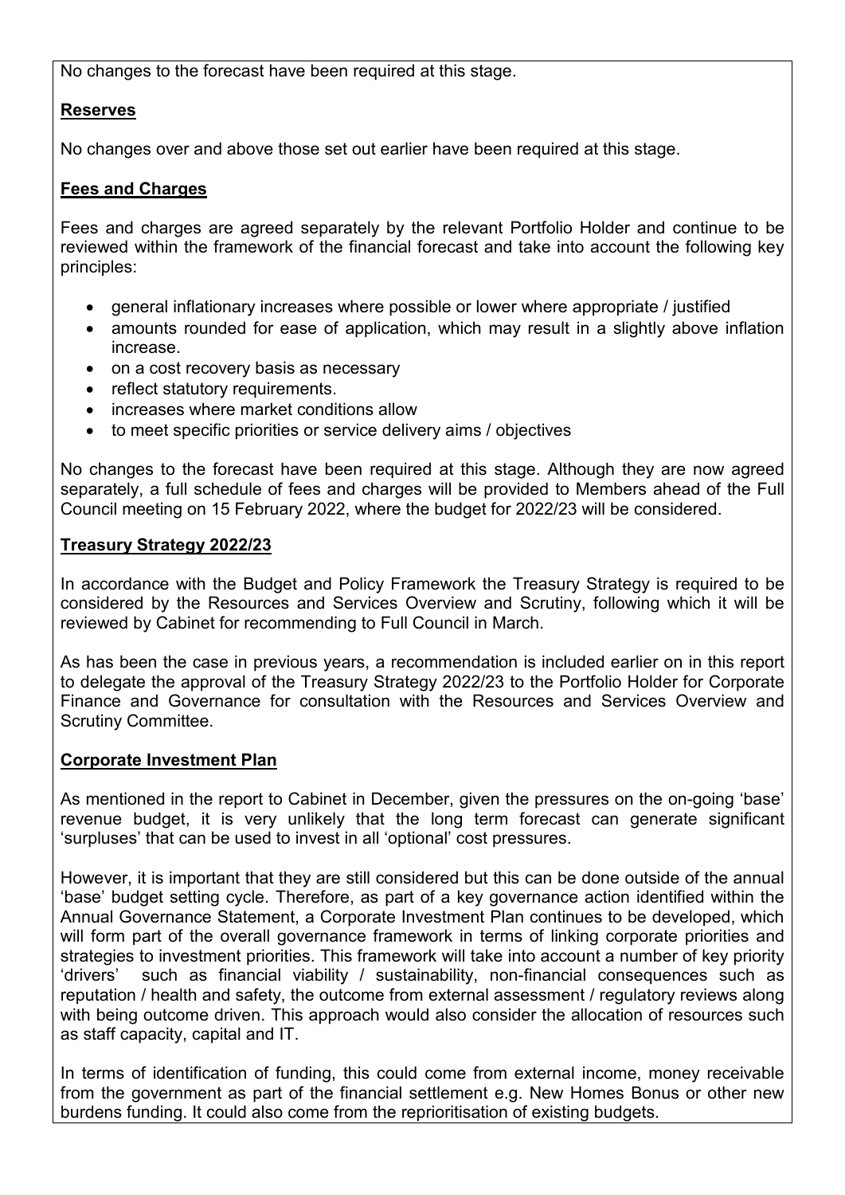No changes to the forecast have been required at this stage.

**Reserves**

No changes over and above those set out earlier have been required at this stage.

**Fees and Charges**

Fees and charges are agreed separately by the relevant Portfolio Holder and continue to be reviewed within the framework of the financial forecast and take into account the following key principles:

- general inflationary increases where possible or lower where appropriate / justified
- amounts rounded for ease of application, which may result in a slightly above inflation increase.
- on a cost recovery basis as necessary
- reflect statutory requirements.
- increases where market conditions allow
- to meet specific priorities or service delivery aims / objectives

No changes to the forecast have been required at this stage. Although they are now agreed separately, a full schedule of fees and charges will be provided to Members ahead of the Full Council meeting on 15 February 2022, where the budget for 2022/23 will be considered.

**Treasury Strategy 2022/23**

In accordance with the Budget and Policy Framework the Treasury Strategy is required to be considered by the Resources and Services Overview and Scrutiny, following which it will be reviewed by Cabinet for recommending to Full Council in March.

As has been the case in previous years, a recommendation is included earlier on in this report to delegate the approval of the Treasury Strategy 2022/23 to the Portfolio Holder for Corporate Finance and Governance for consultation with the Resources and Services Overview and Scrutiny Committee.

**Corporate Investment Plan**

As mentioned in the report to Cabinet in December, given the pressures on the on-going 'base' revenue budget, it is very unlikely that the long term forecast can generate significant 'surpluses' that can be used to invest in all 'optional' cost pressures.

However, it is important that they are still considered but this can be done outside of the annual 'base' budget setting cycle. Therefore, as part of a key governance action identified within the Annual Governance Statement, a Corporate Investment Plan continues to be developed, which will form part of the overall governance framework in terms of linking corporate priorities and strategies to investment priorities. This framework will take into account a number of key priority 'drivers' such as financial viability / sustainability, non-financial consequences such as reputation / health and safety, the outcome from external assessment / regulatory reviews along with being outcome driven. This approach would also consider the allocation of resources such as staff capacity, capital and IT.

In terms of identification of funding, this could come from external income, money receivable from the government as part of the financial settlement e.g. New Homes Bonus or other new burdens funding. It could also come from the reprioritisation of existing budgets.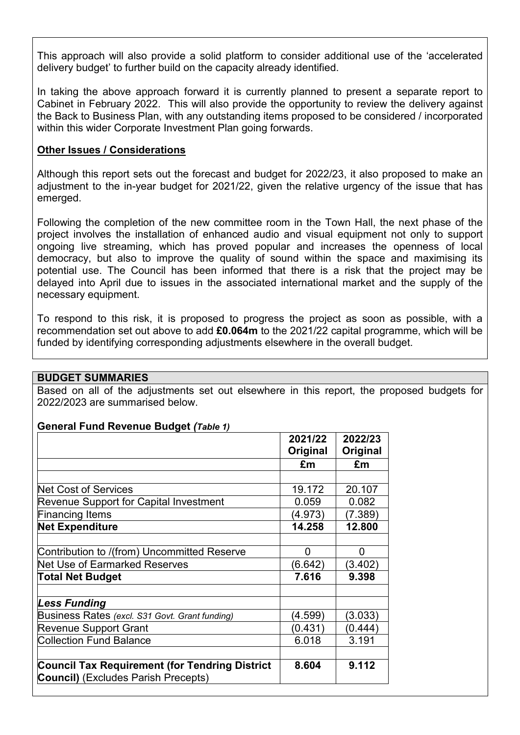This approach will also provide a solid platform to consider additional use of the 'accelerated delivery budget' to further build on the capacity already identified.

In taking the above approach forward it is currently planned to present a separate report to Cabinet in February 2022. This will also provide the opportunity to review the delivery against the Back to Business Plan, with any outstanding items proposed to be considered / incorporated within this wider Corporate Investment Plan going forwards.

**Other Issues / Considerations**

Although this report sets out the forecast and budget for 2022/23, it also proposed to make an adjustment to the in-year budget for 2021/22, given the relative urgency of the issue that has emerged.

Following the completion of the new committee room in the Town Hall, the next phase of the project involves the installation of enhanced audio and visual equipment not only to support ongoing live streaming, which has proved popular and increases the openness of local democracy, but also to improve the quality of sound within the space and maximising its potential use. The Council has been informed that there is a risk that the project may be delayed into April due to issues in the associated international market and the supply of the necessary equipment.

To respond to this risk, it is proposed to progress the project as soon as possible, with a recommendation set out above to add **£0.064m** to the 2021/22 capital programme, which will be funded by identifying corresponding adjustments elsewhere in the overall budget.

## BUDGET SUMMARIES

Based on all of the adjustments set out elsewhere in this report, the proposed budgets for 2022/2023 are summarised below.

**General Fund Revenue Budget *(Table 1)***

| | 2021/22 Original | 2022/23 Original |
|---|---|---|
| | £m | £m |
| | | |
| Net Cost of Services | 19.172 | 20.107 |
| Revenue Support for Capital Investment | 0.059 | 0.082 |
| Financing Items | (4.973) | (7.389) |
| **Net Expenditure** | **14.258** | **12.800** |
| | | |
| Contribution to /(from) Uncommitted Reserve | 0 | 0 |
| Net Use of Earmarked Reserves | (6.642) | (3.402) |
| **Total Net Budget** | **7.616** | **9.398** |
| | | |
| ***Less Funding*** | | |
| Business Rates *(excl. S31 Govt. Grant funding)* | (4.599) | (3.033) |
| Revenue Support Grant | (0.431) | (0.444) |
| Collection Fund Balance | 6.018 | 3.191 |
| | | |
| **Council Tax Requirement (for Tendring District Council)** (Excludes Parish Precepts) | **8.604** | **9.112** |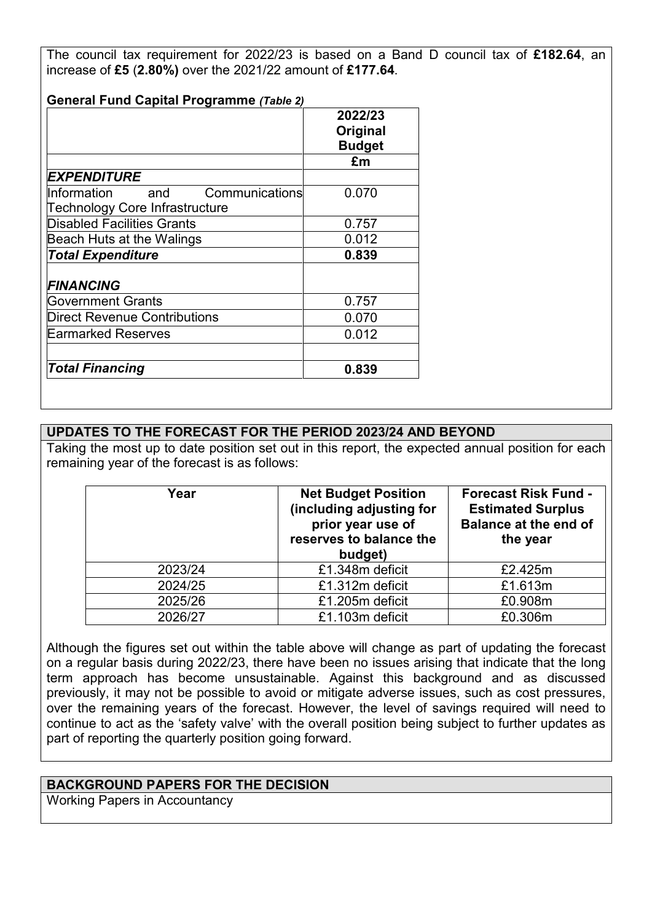The council tax requirement for 2022/23 is based on a Band D council tax of **£182.64**, an increase of **£5** (**2.80%)** over the 2021/22 amount of **£177.64**.

**General Fund Capital Programme** ***(Table 2)***

| | 2022/23 Original Budget |
|---|---|
| | £m |
| ***EXPENDITURE*** | |
| Information and Communications Technology Core Infrastructure | 0.070 |
| Disabled Facilities Grants | 0.757 |
| Beach Huts at the Walings | 0.012 |
| ***Total Expenditure*** | **0.839** |
| ***FINANCING*** | |
| Government Grants | 0.757 |
| Direct Revenue Contributions | 0.070 |
| Earmarked Reserves | 0.012 |
| ***Total Financing*** | **0.839** |

## UPDATES TO THE FORECAST FOR THE PERIOD 2023/24 AND BEYOND

Taking the most up to date position set out in this report, the expected annual position for each remaining year of the forecast is as follows:

| Year | Net Budget Position (including adjusting for prior year use of reserves to balance the budget) | Forecast Risk Fund - Estimated Surplus Balance at the end of the year |
|---|---|---|
| 2023/24 | £1.348m deficit | £2.425m |
| 2024/25 | £1.312m deficit | £1.613m |
| 2025/26 | £1.205m deficit | £0.908m |
| 2026/27 | £1.103m deficit | £0.306m |

Although the figures set out within the table above will change as part of updating the forecast on a regular basis during 2022/23, there have been no issues arising that indicate that the long term approach has become unsustainable. Against this background and as discussed previously, it may not be possible to avoid or mitigate adverse issues, such as cost pressures, over the remaining years of the forecast. However, the level of savings required will need to continue to act as the 'safety valve' with the overall position being subject to further updates as part of reporting the quarterly position going forward.

## BACKGROUND PAPERS FOR THE DECISION

Working Papers in Accountancy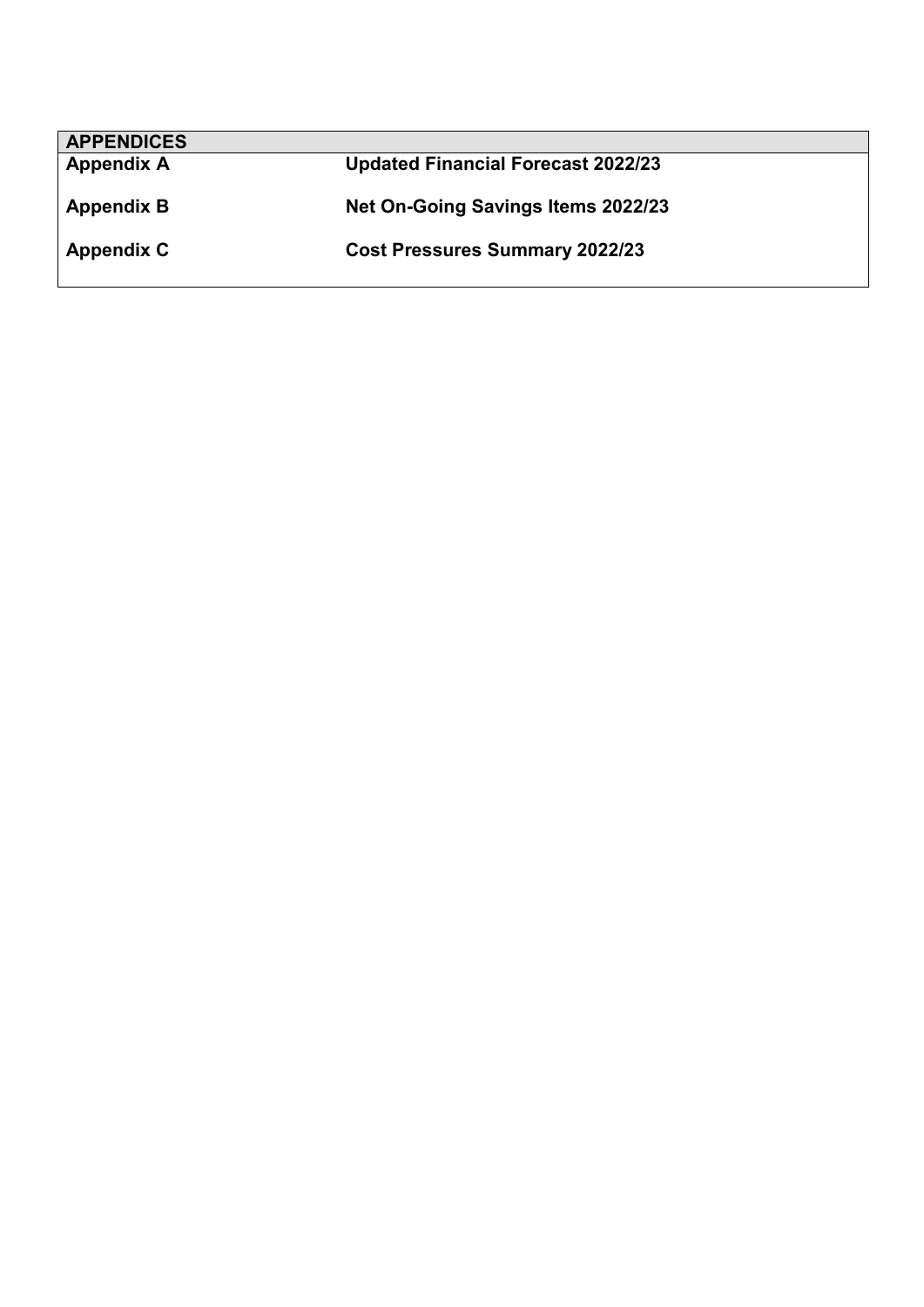| APPENDICES | |
|---|---|
| **Appendix A** | **Updated Financial Forecast 2022/23** |
| **Appendix B** | **Net On-Going Savings Items 2022/23** |
| **Appendix C** | **Cost Pressures Summary 2022/23** |